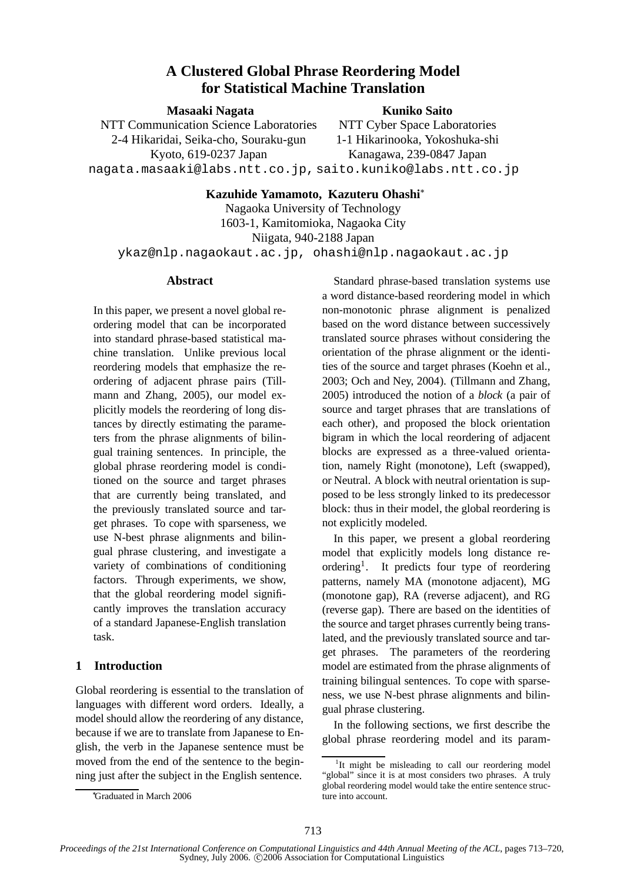# A Clustered Global Phrase Reordering Model for Statistical Machine Translation

**Masaaki Nagata**
NTT Communication Science Laboratories
2-4 Hikaridai, Seika-cho, Souraku-gun
Kyoto, 619-0237 Japan
nagata.masaaki@labs.ntt.co.jp

**Kuniko Saito**
NTT Cyber Space Laboratories
1-1 Hikarinooka, Yokoshuka-shi
Kanagawa, 239-0847 Japan
saito.kuniko@labs.ntt.co.jp

**Kazuhide Yamamoto, Kazuteru Ohashi***
Nagaoka University of Technology
1603-1, Kamitomioka, Nagaoka City
Niigata, 940-2188 Japan
ykaz@nlp.nagaokaut.ac.jp, ohashi@nlp.nagaokaut.ac.jp

## Abstract

In this paper, we present a novel global reordering model that can be incorporated into standard phrase-based statistical machine translation. Unlike previous local reordering models that emphasize the reordering of adjacent phrase pairs (Tillmann and Zhang, 2005), our model explicitly models the reordering of long distances by directly estimating the parameters from the phrase alignments of bilingual training sentences. In principle, the global phrase reordering model is conditioned on the source and target phrases that are currently being translated, and the previously translated source and target phrases. To cope with sparseness, we use N-best phrase alignments and bilingual phrase clustering, and investigate a variety of combinations of conditioning factors. Through experiments, we show, that the global reordering model significantly improves the translation accuracy of a standard Japanese-English translation task.

## 1 Introduction

Global reordering is essential to the translation of languages with different word orders. Ideally, a model should allow the reordering of any distance, because if we are to translate from Japanese to English, the verb in the Japanese sentence must be moved from the end of the sentence to the beginning just after the subject in the English sentence.

Standard phrase-based translation systems use a word distance-based reordering model in which non-monotonic phrase alignment is penalized based on the word distance between successively translated source phrases without considering the orientation of the phrase alignment or the identities of the source and target phrases (Koehn et al., 2003; Och and Ney, 2004). (Tillmann and Zhang, 2005) introduced the notion of a *block* (a pair of source and target phrases that are translations of each other), and proposed the block orientation bigram in which the local reordering of adjacent blocks are expressed as a three-valued orientation, namely Right (monotone), Left (swapped), or Neutral. A block with neutral orientation is supposed to be less strongly linked to its predecessor block: thus in their model, the global reordering is not explicitly modeled.

In this paper, we present a global reordering model that explicitly models long distance reordering[1]. It predicts four type of reordering patterns, namely MA (monotone adjacent), MG (monotone gap), RA (reverse adjacent), and RG (reverse gap). There are based on the identities of the source and target phrases currently being translated, and the previously translated source and target phrases. The parameters of the reordering model are estimated from the phrase alignments of training bilingual sentences. To cope with sparseness, we use N-best phrase alignments and bilingual phrase clustering.

In the following sections, we first describe the global phrase reordering model and its param-

---

*Graduated in March 2006

[1]It might be misleading to call our reordering model "global" since it is at most considers two phrases. A truly global reordering model would take the entire sentence structure into account.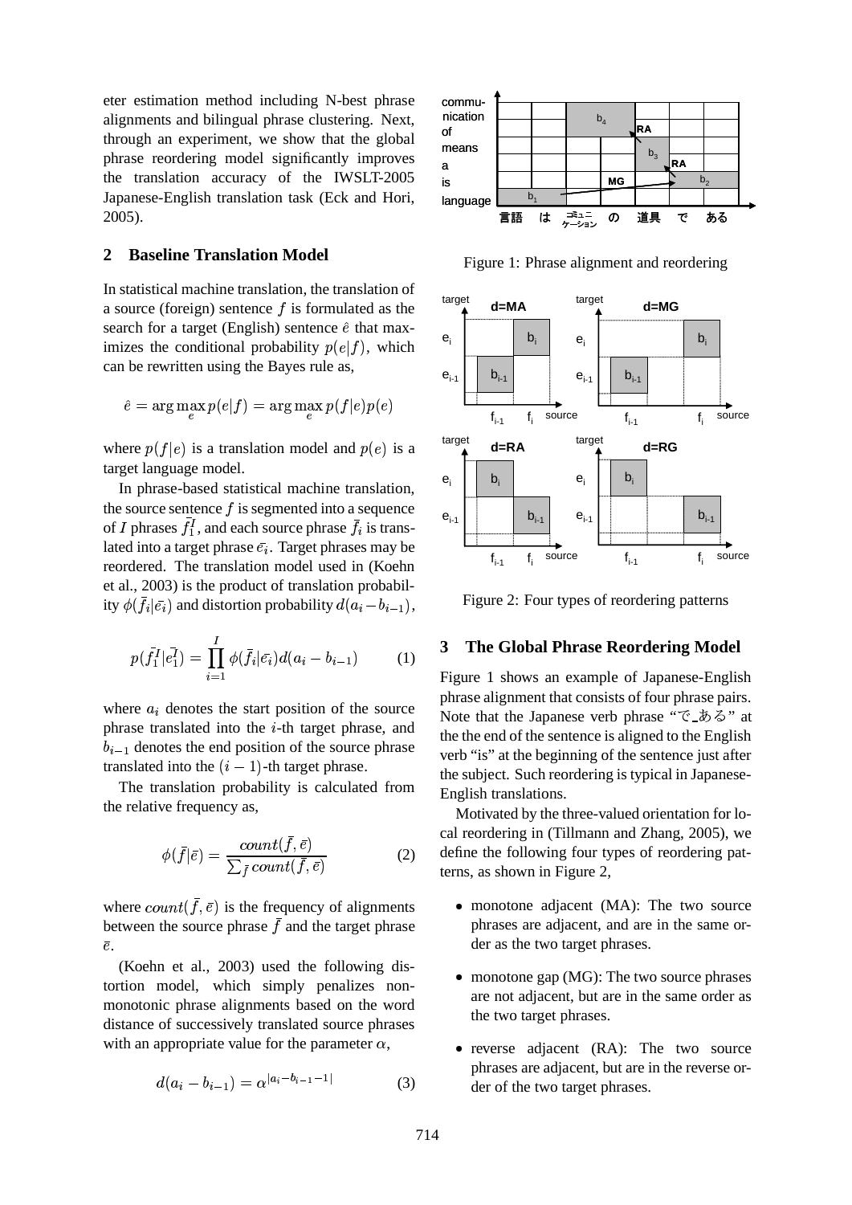eter estimation method including N-best phrase alignments and bilingual phrase clustering. Next, through an experiment, we show that the global phrase reordering model significantly improves the translation accuracy of the IWSLT-2005 Japanese-English translation task (Eck and Hori, 2005).

## 2 Baseline Translation Model

In statistical machine translation, the translation of a source (foreign) sentence $f$ is formulated as the search for a target (English) sentence $\hat{e}$ that maximizes the conditional probability $p(e|f)$, which can be rewritten using the Bayes rule as,

$$\hat{e} = \arg\max_{e} p(e|f) = \arg\max_{e} p(f|e)p(e)$$

where $p(f|e)$ is a translation model and $p(e)$ is a target language model.

In phrase-based statistical machine translation, the source sentence $f$ is segmented into a sequence of $I$ phrases $\bar{f}_1^I$, and each source phrase $\bar{f}_i$ is translated into a target phrase $\bar{e_i}$. Target phrases may be reordered. The translation model used in (Koehn et al., 2003) is the product of translation probability $\phi(\bar{f}_i|\bar{e_i})$ and distortion probability $d(a_i - b_{i-1})$,

$$p(\bar{f}_1^I|\bar{e}_1^I) = \prod_{i=1}^{I} \phi(\bar{f}_i|\bar{e_i}) d(a_i - b_{i-1}) \tag{1}$$

where $a_i$ denotes the start position of the source phrase translated into the $i$-th target phrase, and $b_{i-1}$ denotes the end position of the source phrase translated into the $(i-1)$-th target phrase.

The translation probability is calculated from the relative frequency as,

$$\phi(\bar{f}|\bar{e}) = \frac{count(\bar{f}, \bar{e})}{\sum_{\bar{f}} count(\bar{f}, \bar{e})} \tag{2}$$

where $count(\bar{f}, \bar{e})$ is the frequency of alignments between the source phrase $\bar{f}$ and the target phrase $\bar{e}$.

(Koehn et al., 2003) used the following distortion model, which simply penalizes non-monotonic phrase alignments based on the word distance of successively translated source phrases with an appropriate value for the parameter $\alpha$,

$$d(a_i - b_{i-1}) = \alpha^{|a_i - b_{i-1} - 1|} \tag{3}$$

Figure 1: Phrase alignment and reordering

Figure 2: Four types of reordering patterns

## 3 The Global Phrase Reordering Model

Figure 1 shows an example of Japanese-English phrase alignment that consists of four phrase pairs. Note that the Japanese verb phrase "で_ある" at the the end of the sentence is aligned to the English verb "is" at the beginning of the sentence just after the subject. Such reordering is typical in Japanese-English translations.

Motivated by the three-valued orientation for local reordering in (Tillmann and Zhang, 2005), we define the following four types of reordering patterns, as shown in Figure 2,

- monotone adjacent (MA): The two source phrases are adjacent, and are in the same order as the two target phrases.
- monotone gap (MG): The two source phrases are not adjacent, but are in the same order as the two target phrases.
- reverse adjacent (RA): The two source phrases are adjacent, but are in the reverse order of the two target phrases.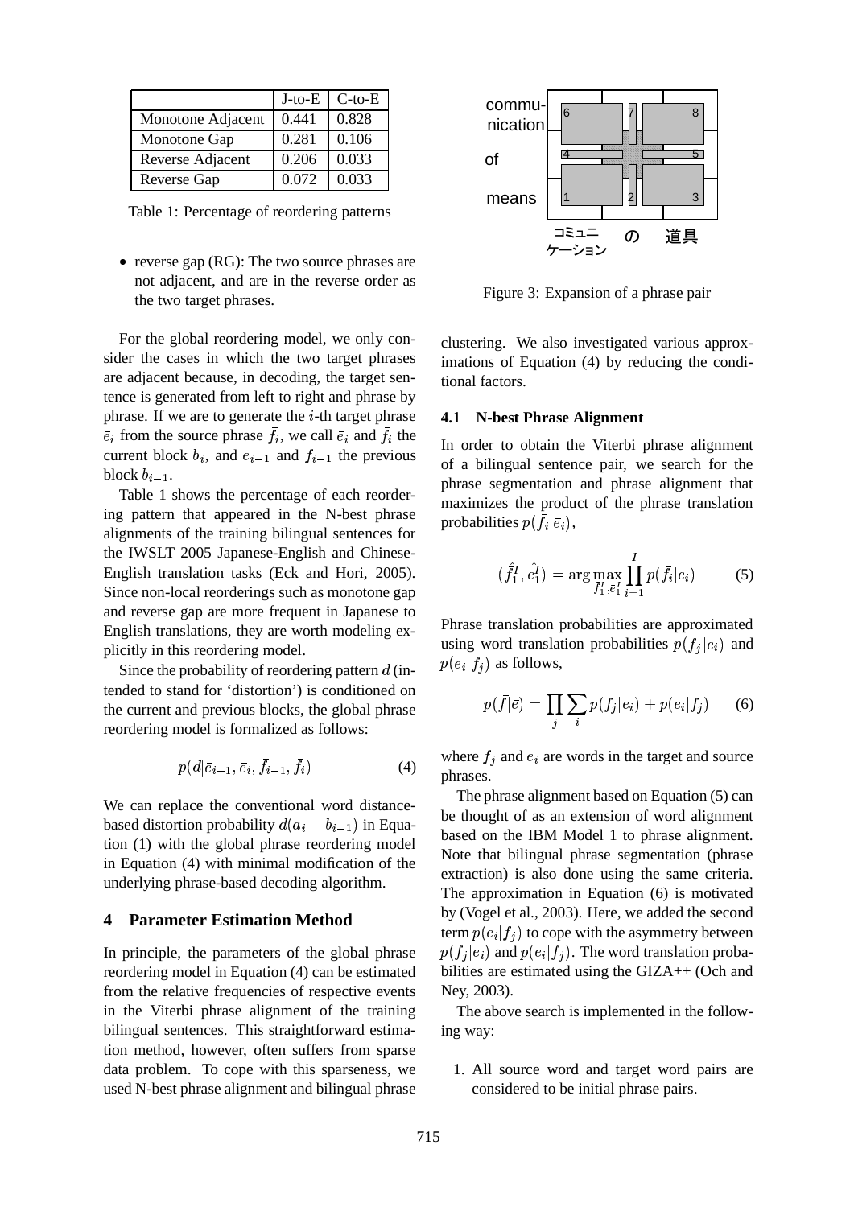|  | J-to-E | C-to-E |
|---|---|---|
| Monotone Adjacent | 0.441 | 0.828 |
| Monotone Gap | 0.281 | 0.106 |
| Reverse Adjacent | 0.206 | 0.033 |
| Reverse Gap | 0.072 | 0.033 |

Table 1: Percentage of reordering patterns

- reverse gap (RG): The two source phrases are not adjacent, and are in the reverse order as the two target phrases.

For the global reordering model, we only consider the cases in which the two target phrases are adjacent because, in decoding, the target sentence is generated from left to right and phrase by phrase. If we are to generate the $i$-th target phrase $\bar{e}_i$ from the source phrase $\bar{f}_i$, we call $\bar{e}_i$ and $\bar{f}_i$ the current block $b_i$, and $\bar{e}_{i-1}$ and $\bar{f}_{i-1}$ the previous block $b_{i-1}$.

Table 1 shows the percentage of each reordering pattern that appeared in the N-best phrase alignments of the training bilingual sentences for the IWSLT 2005 Japanese-English and Chinese-English translation tasks (Eck and Hori, 2005). Since non-local reorderings such as monotone gap and reverse gap are more frequent in Japanese to English translations, they are worth modeling explicitly in this reordering model.

Since the probability of reordering pattern $d$ (intended to stand for 'distortion') is conditioned on the current and previous blocks, the global phrase reordering model is formalized as follows:

$$p(d|\bar{e}_{i-1}, \bar{e}_i, \bar{f}_{i-1}, \bar{f}_i) \qquad (4)$$

We can replace the conventional word distance-based distortion probability $d(a_i - b_{i-1})$ in Equation (1) with the global phrase reordering model in Equation (4) with minimal modification of the underlying phrase-based decoding algorithm.

## 4 Parameter Estimation Method

In principle, the parameters of the global phrase reordering model in Equation (4) can be estimated from the relative frequencies of respective events in the Viterbi phrase alignment of the training bilingual sentences. This straightforward estimation method, however, often suffers from sparse data problem. To cope with this sparseness, we used N-best phrase alignment and bilingual phrase clustering. We also investigated various approximations of Equation (4) by reducing the conditional factors.

Figure 3: Expansion of a phrase pair

### 4.1 N-best Phrase Alignment

In order to obtain the Viterbi phrase alignment of a bilingual sentence pair, we search for the phrase segmentation and phrase alignment that maximizes the product of the phrase translation probabilities $p(\bar{f}_i|\bar{e}_i)$,

$$(\hat{\bar{f}}_1^I, \hat{\bar{e}}_1^I) = \arg\max_{\bar{f}_1^I, \bar{e}_1^I} \prod_{i=1}^{I} p(\bar{f}_i|\bar{e}_i) \qquad (5)$$

Phrase translation probabilities are approximated using word translation probabilities $p(f_j|e_i)$ and $p(e_i|f_j)$ as follows,

$$p(\bar{f}|\bar{e}) = \prod_j \sum_i p(f_j|e_i) + p(e_i|f_j) \qquad (6)$$

where $f_j$ and $e_i$ are words in the target and source phrases.

The phrase alignment based on Equation (5) can be thought of as an extension of word alignment based on the IBM Model 1 to phrase alignment. Note that bilingual phrase segmentation (phrase extraction) is also done using the same criteria. The approximation in Equation (6) is motivated by (Vogel et al., 2003). Here, we added the second term $p(e_i|f_j)$ to cope with the asymmetry between $p(f_j|e_i)$ and $p(e_i|f_j)$. The word translation probabilities are estimated using the GIZA++ (Och and Ney, 2003).

The above search is implemented in the following way:

1. All source word and target word pairs are considered to be initial phrase pairs.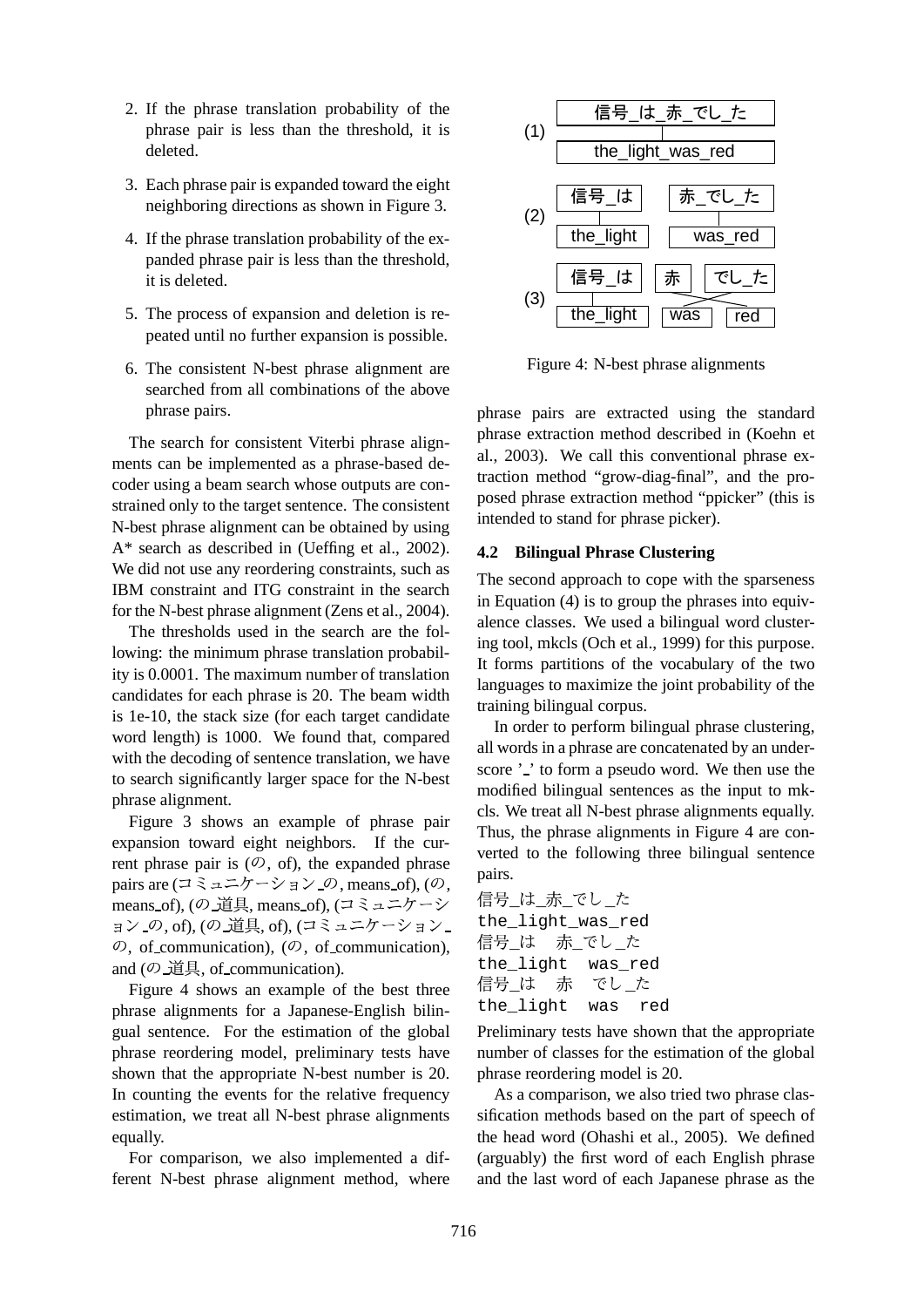2. If the phrase translation probability of the phrase pair is less than the threshold, it is deleted.
3. Each phrase pair is expanded toward the eight neighboring directions as shown in Figure 3.
4. If the phrase translation probability of the expanded phrase pair is less than the threshold, it is deleted.
5. The process of expansion and deletion is repeated until no further expansion is possible.
6. The consistent N-best phrase alignment are searched from all combinations of the above phrase pairs.

The search for consistent Viterbi phrase alignments can be implemented as a phrase-based decoder using a beam search whose outputs are constrained only to the target sentence. The consistent N-best phrase alignment can be obtained by using A* search as described in (Ueffing et al., 2002). We did not use any reordering constraints, such as IBM constraint and ITG constraint in the search for the N-best phrase alignment (Zens et al., 2004).

The thresholds used in the search are the following: the minimum phrase translation probability is 0.0001. The maximum number of translation candidates for each phrase is 20. The beam width is 1e-10, the stack size (for each target candidate word length) is 1000. We found that, compared with the decoding of sentence translation, we have to search significantly larger space for the N-best phrase alignment.

Figure 3 shows an example of phrase pair expansion toward eight neighbors. If the current phrase pair is (の, of), the expanded phrase pairs are (コミュニケーション_の, means_of), (の, means_of), (の_道具, means_of), (コミュニケーション_の, of), (の_道具, of), (コミュニケーション_の, of_communication), (の, of_communication), and (の_道具, of_communication).

Figure 4 shows an example of the best three phrase alignments for a Japanese-English bilingual sentence. For the estimation of the global phrase reordering model, preliminary tests have shown that the appropriate N-best number is 20. In counting the events for the relative frequency estimation, we treat all N-best phrase alignments equally.

For comparison, we also implemented a different N-best phrase alignment method, where

(1) 信号_は_赤_でし_た / the_light_was_red

(2) 信号_は | 赤_でし_た / the_light | was_red

(3) 信号_は | 赤 | でし_た / the_light | was | red

Figure 4: N-best phrase alignments

phrase pairs are extracted using the standard phrase extraction method described in (Koehn et al., 2003). We call this conventional phrase extraction method "grow-diag-final", and the proposed phrase extraction method "ppicker" (this is intended to stand for phrase picker).

### 4.2 Bilingual Phrase Clustering

The second approach to cope with the sparseness in Equation (4) is to group the phrases into equivalence classes. We used a bilingual word clustering tool, mkcls (Och et al., 1999) for this purpose. It forms partitions of the vocabulary of the two languages to maximize the joint probability of the training bilingual corpus.

In order to perform bilingual phrase clustering, all words in a phrase are concatenated by an underscore '_' to form a pseudo word. We then use the modified bilingual sentences as the input to mkcls. We treat all N-best phrase alignments equally. Thus, the phrase alignments in Figure 4 are converted to the following three bilingual sentence pairs.

```
信号_は_赤_でし_た
the_light_was_red
信号_は  赤_でし_た
the_light  was_red
信号_は  赤  でし_た
the_light  was  red
```

Preliminary tests have shown that the appropriate number of classes for the estimation of the global phrase reordering model is 20.

As a comparison, we also tried two phrase classification methods based on the part of speech of the head word (Ohashi et al., 2005). We defined (arguably) the first word of each English phrase and the last word of each Japanese phrase as the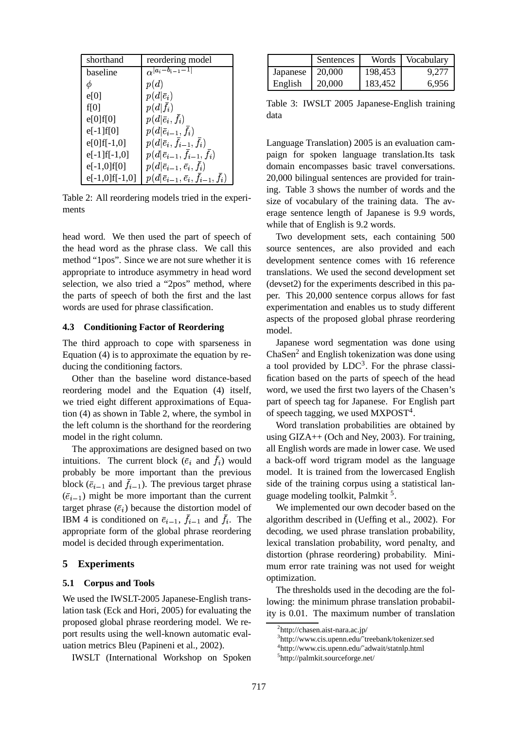| shorthand | reordering model |
|---|---|
| baseline | $\alpha^{\|a_i - b_{i-1} - 1\|}$ |
| $\phi$ | $p(d)$ |
| e[0] | $p(d\|\bar{e}_i)$ |
| f[0] | $p(d\|\bar{f}_i)$ |
| e[0]f[0] | $p(d\|\bar{e}_i, \bar{f}_i)$ |
| e[-1]f[0] | $p(d\|\bar{e}_{i-1}, \bar{f}_i)$ |
| e[0]f[-1,0] | $p(d\|\bar{e}_i, \bar{f}_{i-1}, \bar{f}_i)$ |
| e[-1]f[-1,0] | $p(d\|\bar{e}_{i-1}, \bar{f}_{i-1}, \bar{f}_i)$ |
| e[-1,0]f[0] | $p(d\|\bar{e}_{i-1}, \bar{e}_i, \bar{f}_i)$ |
| e[-1,0]f[-1,0] | $p(d\|\bar{e}_{i-1}, \bar{e}_i, \bar{f}_{i-1}, \bar{f}_i)$ |

Table 2: All reordering models tried in the experiments

head word. We then used the part of speech of the head word as the phrase class. We call this method "1pos". Since we are not sure whether it is appropriate to introduce asymmetry in head word selection, we also tried a "2pos" method, where the parts of speech of both the first and the last words are used for phrase classification.

### 4.3 Conditioning Factor of Reordering

The third approach to cope with sparseness in Equation (4) is to approximate the equation by reducing the conditioning factors.

Other than the baseline word distance-based reordering model and the Equation (4) itself, we tried eight different approximations of Equation (4) as shown in Table 2, where, the symbol in the left column is the shorthand for the reordering model in the right column.

The approximations are designed based on two intuitions. The current block ($\bar{e}_i$ and $\bar{f}_i$) would probably be more important than the previous block ($\bar{e}_{i-1}$ and $\bar{f}_{i-1}$). The previous target phrase ($\bar{e}_{i-1}$) might be more important than the current target phrase ($\bar{e}_i$) because the distortion model of IBM 4 is conditioned on $\bar{e}_{i-1}$, $\bar{f}_{i-1}$ and $\bar{f}_i$. The appropriate form of the global phrase reordering model is decided through experimentation.

## 5 Experiments

### 5.1 Corpus and Tools

We used the IWSLT-2005 Japanese-English translation task (Eck and Hori, 2005) for evaluating the proposed global phrase reordering model. We report results using the well-known automatic evaluation metrics Bleu (Papineni et al., 2002).

IWSLT (International Workshop on Spoken Language Translation) 2005 is an evaluation campaign for spoken language translation.Its task domain encompasses basic travel conversations. 20,000 bilingual sentences are provided for training. Table 3 shows the number of words and the size of vocabulary of the training data. The average sentence length of Japanese is 9.9 words, while that of English is 9.2 words.

| | Sentences | Words | Vocabulary |
|---|---|---|---|
| Japanese | 20,000 | 198,453 | 9,277 |
| English | 20,000 | 183,452 | 6,956 |

Table 3: IWSLT 2005 Japanese-English training data

Two development sets, each containing 500 source sentences, are also provided and each development sentence comes with 16 reference translations. We used the second development set (devset2) for the experiments described in this paper. This 20,000 sentence corpus allows for fast experimentation and enables us to study different aspects of the proposed global phrase reordering model.

Japanese word segmentation was done using ChaSen[2] and English tokenization was done using a tool provided by LDC[3]. For the phrase classification based on the parts of speech of the head word, we used the first two layers of the Chasen's part of speech tag for Japanese. For English part of speech tagging, we used MXPOST[4].

Word translation probabilities are obtained by using GIZA++ (Och and Ney, 2003). For training, all English words are made in lower case. We used a back-off word trigram model as the language model. It is trained from the lowercased English side of the training corpus using a statistical language modeling toolkit, Palmkit [5].

We implemented our own decoder based on the algorithm described in (Ueffing et al., 2002). For decoding, we used phrase translation probability, lexical translation probability, word penalty, and distortion (phrase reordering) probability. Minimum error rate training was not used for weight optimization.

The thresholds used in the decoding are the following: the minimum phrase translation probability is 0.01. The maximum number of translation

[2] http://chasen.aist-nara.ac.jp/

[3] http://www.cis.upenn.edu/˜treebank/tokenizer.sed

[4] http://www.cis.upenn.edu/˜adwait/statnlp.html

[5] http://palmkit.sourceforge.net/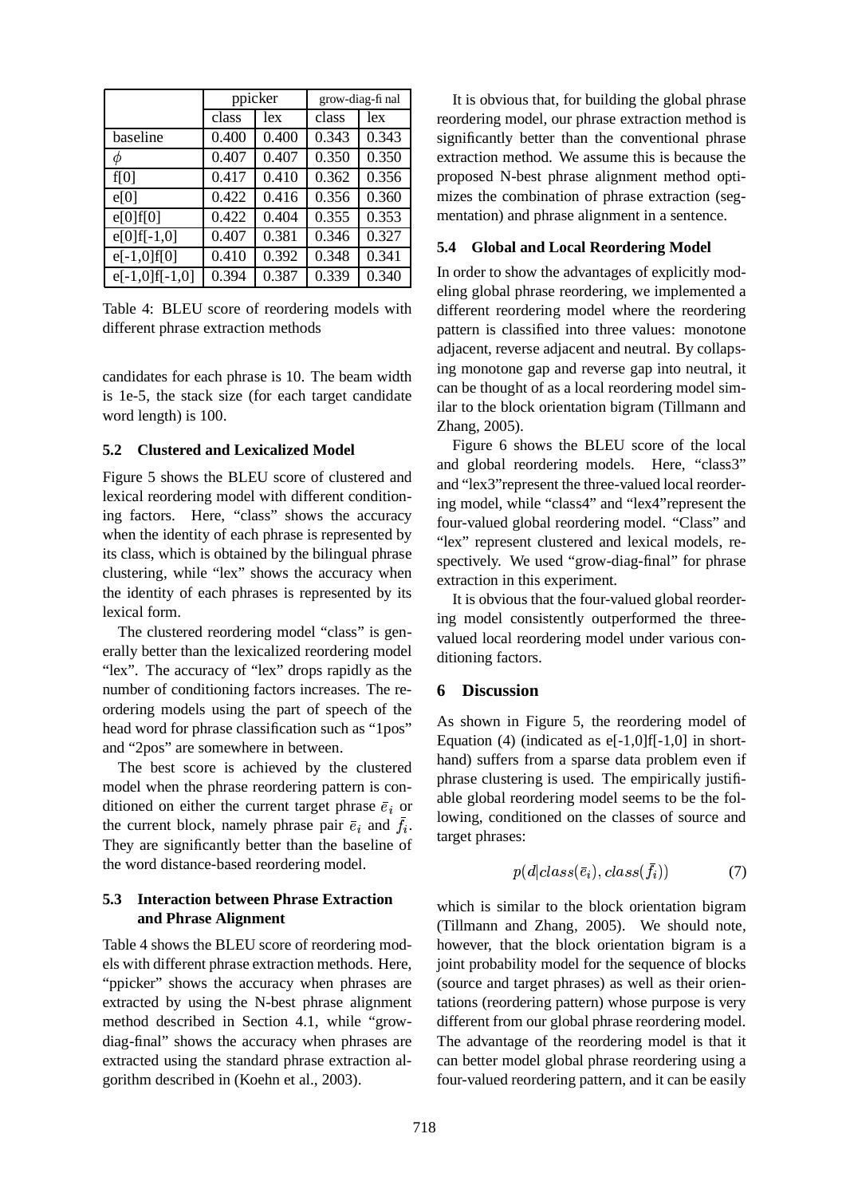| | ppicker | | grow-diag-final | |
|---|---|---|---|---|
| | class | lex | class | lex |
| baseline | 0.400 | 0.400 | 0.343 | 0.343 |
| $\phi$ | 0.407 | 0.407 | 0.350 | 0.350 |
| f[0] | 0.417 | 0.410 | 0.362 | 0.356 |
| e[0] | 0.422 | 0.416 | 0.356 | 0.360 |
| e[0]f[0] | 0.422 | 0.404 | 0.355 | 0.353 |
| e[0]f[-1,0] | 0.407 | 0.381 | 0.346 | 0.327 |
| e[-1,0]f[0] | 0.410 | 0.392 | 0.348 | 0.341 |
| e[-1,0]f[-1,0] | 0.394 | 0.387 | 0.339 | 0.340 |

Table 4: BLEU score of reordering models with different phrase extraction methods

candidates for each phrase is 10. The beam width is 1e-5, the stack size (for each target candidate word length) is 100.

### 5.2 Clustered and Lexicalized Model

Figure 5 shows the BLEU score of clustered and lexical reordering model with different conditioning factors. Here, "class" shows the accuracy when the identity of each phrase is represented by its class, which is obtained by the bilingual phrase clustering, while "lex" shows the accuracy when the identity of each phrases is represented by its lexical form.

The clustered reordering model "class" is generally better than the lexicalized reordering model "lex". The accuracy of "lex" drops rapidly as the number of conditioning factors increases. The reordering models using the part of speech of the head word for phrase classification such as "1pos" and "2pos" are somewhere in between.

The best score is achieved by the clustered model when the phrase reordering pattern is conditioned on either the current target phrase $\bar{e}_i$ or the current block, namely phrase pair $\bar{e}_i$ and $\bar{f}_i$. They are significantly better than the baseline of the word distance-based reordering model.

### 5.3 Interaction between Phrase Extraction and Phrase Alignment

Table 4 shows the BLEU score of reordering models with different phrase extraction methods. Here, "ppicker" shows the accuracy when phrases are extracted by using the N-best phrase alignment method described in Section 4.1, while "grow-diag-final" shows the accuracy when phrases are extracted using the standard phrase extraction algorithm described in (Koehn et al., 2003).

It is obvious that, for building the global phrase reordering model, our phrase extraction method is significantly better than the conventional phrase extraction method. We assume this is because the proposed N-best phrase alignment method optimizes the combination of phrase extraction (segmentation) and phrase alignment in a sentence.

### 5.4 Global and Local Reordering Model

In order to show the advantages of explicitly modeling global phrase reordering, we implemented a different reordering model where the reordering pattern is classified into three values: monotone adjacent, reverse adjacent and neutral. By collapsing monotone gap and reverse gap into neutral, it can be thought of as a local reordering model similar to the block orientation bigram (Tillmann and Zhang, 2005).

Figure 6 shows the BLEU score of the local and global reordering models. Here, "class3" and "lex3"represent the three-valued local reordering model, while "class4" and "lex4"represent the four-valued global reordering model. "Class" and "lex" represent clustered and lexical models, respectively. We used "grow-diag-final" for phrase extraction in this experiment.

It is obvious that the four-valued global reordering model consistently outperformed the three-valued local reordering model under various conditioning factors.

## 6 Discussion

As shown in Figure 5, the reordering model of Equation (4) (indicated as e[-1,0]f[-1,0] in shorthand) suffers from a sparse data problem even if phrase clustering is used. The empirically justifiable global reordering model seems to be the following, conditioned on the classes of source and target phrases:

$$p(d|class(\bar{e}_i), class(\bar{f}_i)) \tag{7}$$

which is similar to the block orientation bigram (Tillmann and Zhang, 2005). We should note, however, that the block orientation bigram is a joint probability model for the sequence of blocks (source and target phrases) as well as their orientations (reordering pattern) whose purpose is very different from our global phrase reordering model. The advantage of the reordering model is that it can better model global phrase reordering using a four-valued reordering pattern, and it can be easily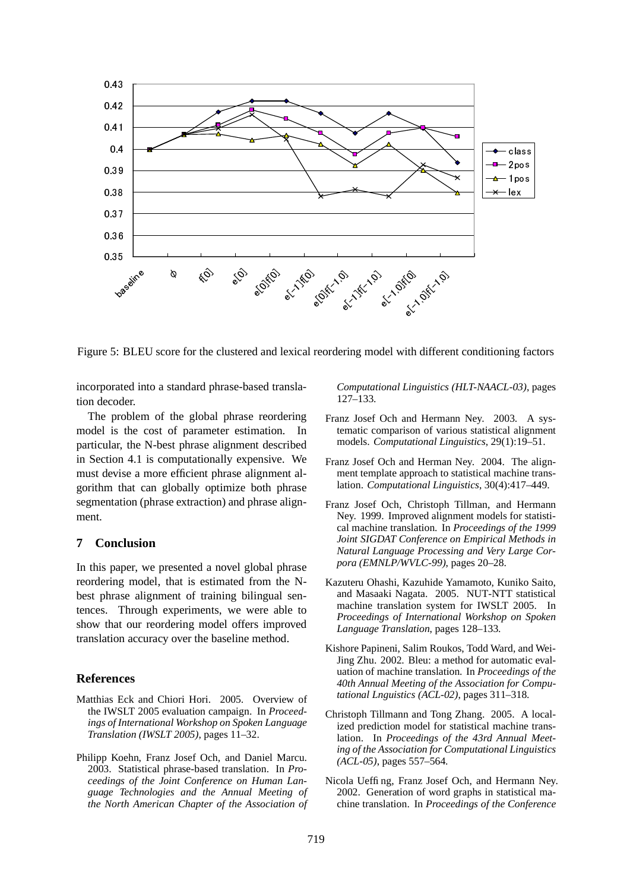Figure 5: BLEU score for the clustered and lexical reordering model with different conditioning factors

incorporated into a standard phrase-based translation decoder.

The problem of the global phrase reordering model is the cost of parameter estimation. In particular, the N-best phrase alignment described in Section 4.1 is computationally expensive. We must devise a more efficient phrase alignment algorithm that can globally optimize both phrase segmentation (phrase extraction) and phrase alignment.

## 7 Conclusion

In this paper, we presented a novel global phrase reordering model, that is estimated from the N-best phrase alignment of training bilingual sentences. Through experiments, we were able to show that our reordering model offers improved translation accuracy over the baseline method.

## References

Matthias Eck and Chiori Hori. 2005. Overview of the IWSLT 2005 evaluation campaign. In *Proceedings of International Workshop on Spoken Language Translation (IWSLT 2005)*, pages 11–32.

Philipp Koehn, Franz Josef Och, and Daniel Marcu. 2003. Statistical phrase-based translation. In *Proceedings of the Joint Conference on Human Language Technologies and the Annual Meeting of the North American Chapter of the Association of Computational Linguistics (HLT-NAACL-03)*, pages 127–133.

Franz Josef Och and Hermann Ney. 2003. A systematic comparison of various statistical alignment models. *Computational Linguistics*, 29(1):19–51.

Franz Josef Och and Herman Ney. 2004. The alignment template approach to statistical machine translation. *Computational Linguistics*, 30(4):417–449.

Franz Josef Och, Christoph Tillman, and Hermann Ney. 1999. Improved alignment models for statistical machine translation. In *Proceedings of the 1999 Joint SIGDAT Conference on Empirical Methods in Natural Language Processing and Very Large Corpora (EMNLP/WVLC-99)*, pages 20–28.

Kazuteru Ohashi, Kazuhide Yamamoto, Kuniko Saito, and Masaaki Nagata. 2005. NUT-NTT statistical machine translation system for IWSLT 2005. In *Proceedings of International Workshop on Spoken Language Translation*, pages 128–133.

Kishore Papineni, Salim Roukos, Todd Ward, and Wei-Jing Zhu. 2002. Bleu: a method for automatic evaluation of machine translation. In *Proceedings of the 40th Annual Meeting of the Association for Computational Lnguistics (ACL-02)*, pages 311–318.

Christoph Tillmann and Tong Zhang. 2005. A localized prediction model for statistical machine translation. In *Proceedings of the 43rd Annual Meeting of the Association for Computational Linguistics (ACL-05)*, pages 557–564.

Nicola Ueffing, Franz Josef Och, and Hermann Ney. 2002. Generation of word graphs in statistical machine translation. In *Proceedings of the Conference*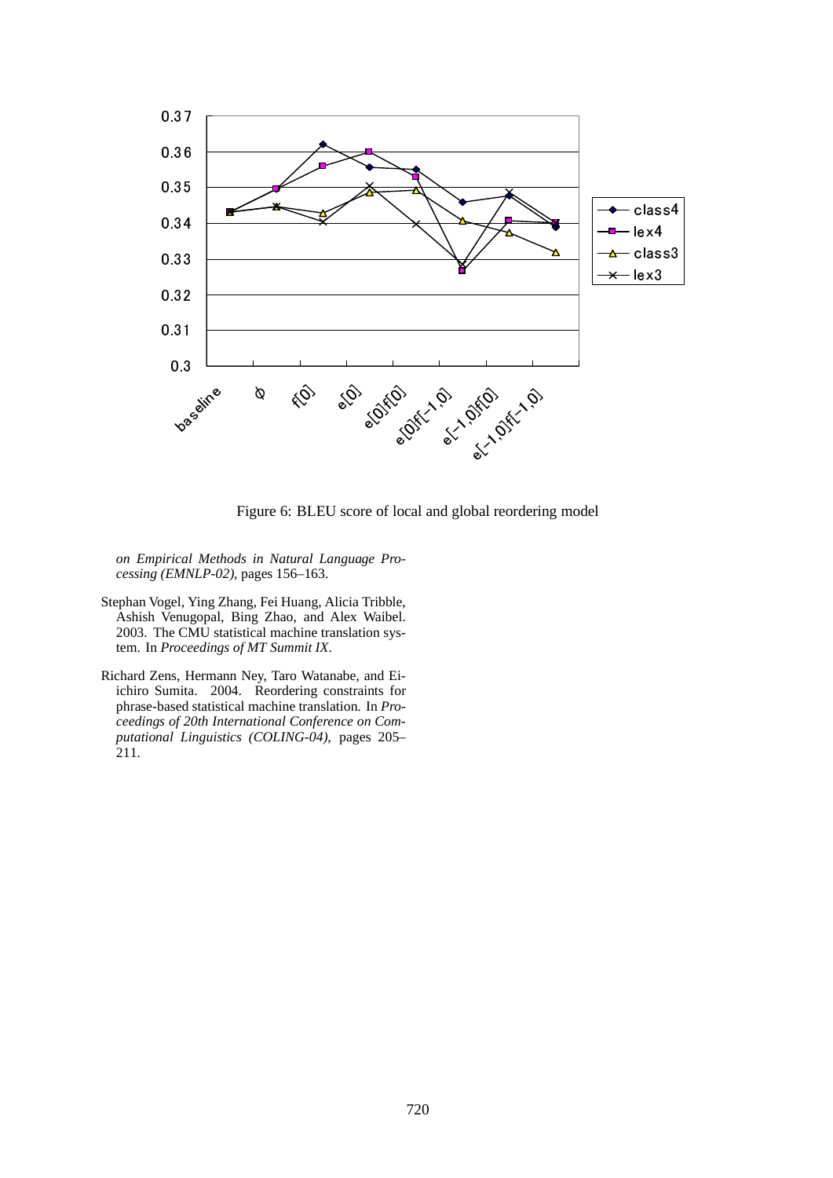0.37
0.36
0.35
0.34
0.33
0.32
0.31
0.3

baseline
ϕ
f[0]
e[0]
e[0]f[0]
e[0]f[-1,0]
e[-1,0]f[0]
e[-1,0]f[-1,0]

class4
lex4
class3
lex3

Figure 6: BLEU score of local and global reordering model

*on Empirical Methods in Natural Language Processing (EMNLP-02)*, pages 156–163.

Stephan Vogel, Ying Zhang, Fei Huang, Alicia Tribble, Ashish Venugopal, Bing Zhao, and Alex Waibel. 2003. The CMU statistical machine translation system. In *Proceedings of MT Summit IX*.

Richard Zens, Hermann Ney, Taro Watanabe, and Eiichiro Sumita. 2004. Reordering constraints for phrase-based statistical machine translation. In *Proceedings of 20th International Conference on Computational Linguistics (COLING-04)*, pages 205–211.